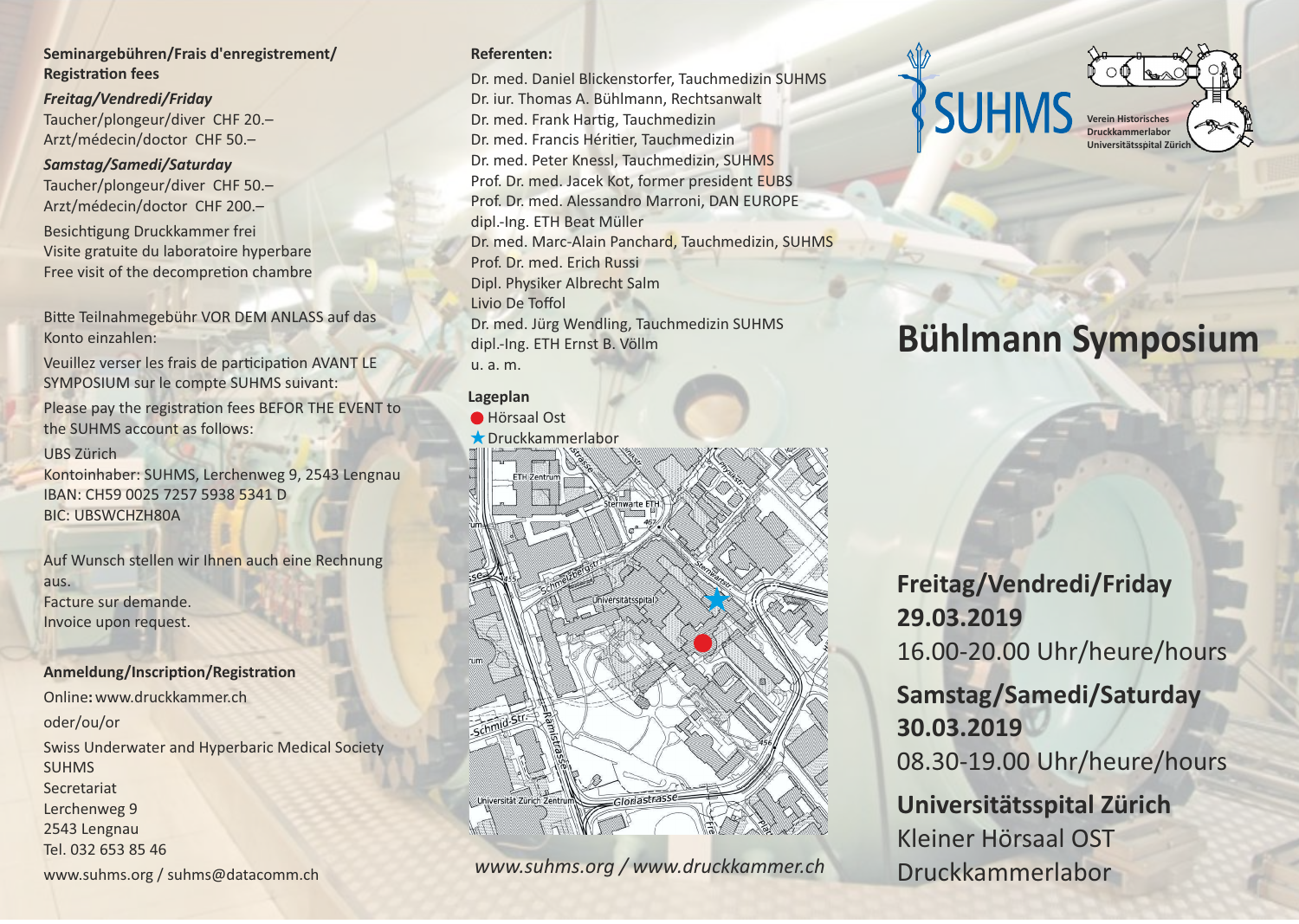**Seminargebühren/Frais d'enregistrement/ Registration fees**

***Freitag/Vendredi/Friday***

Taucher/plongeur/diver CHF 20.–
Arzt/médecin/doctor CHF 50.–

***Samstag/Samedi/Saturday***

Taucher/plongeur/diver CHF 50.–
Arzt/médecin/doctor CHF 200.–

Besichtigung Druckkammer frei
Visite gratuite du laboratoire hyperbare
Free visit of the decompretion chambre

Bitte Teilnahmegebühr VOR DEM ANLASS auf das Konto einzahlen:

Veuillez verser les frais de participation AVANT LE SYMPOSIUM sur le compte SUHMS suivant:

Please pay the registration fees BEFOR THE EVENT to the SUHMS account as follows:

UBS Zürich
Kontoinhaber: SUHMS, Lerchenweg 9, 2543 Lengnau
IBAN: CH59 0025 7257 5938 5341 D
BIC: UBSWCHZH80A

Auf Wunsch stellen wir Ihnen auch eine Rechnung aus.
Facture sur demande.
Invoice upon request.

**Anmeldung/Inscription/Registration**

Online: www.druckkammer.ch

oder/ou/or

Swiss Underwater and Hyperbaric Medical Society SUHMS
Secretariat
Lerchenweg 9
2543 Lengnau
Tel. 032 653 85 46

www.suhms.org / suhms@datacomm.ch

**Referenten:**

Dr. med. Daniel Blickenstorfer, Tauchmedizin SUHMS
Dr. iur. Thomas A. Bühlmann, Rechtsanwalt
Dr. med. Frank Hartig, Tauchmedizin
Dr. med. Francis Héritier, Tauchmedizin
Dr. med. Peter Knessl, Tauchmedizin, SUHMS
Prof. Dr. med. Jacek Kot, former president EUBS
Prof. Dr. med. Alessandro Marroni, DAN EUROPE
dipl.-Ing. ETH Beat Müller
Dr. med. Marc-Alain Panchard, Tauchmedizin, SUHMS
Prof. Dr. med. Erich Russi
Dipl. Physiker Albrecht Salm
Livio De Toffol
Dr. med. Jürg Wendling, Tauchmedizin SUHMS
dipl.-Ing. ETH Ernst B. Völlm
u. a. m.

**Lageplan**

● Hörsaal Ost
★ Druckkammerlabor

*www.suhms.org / www.druckkammer.ch*

SUHMS

Verein Historisches Druckkammerlabor Universitätsspital Zürich

# Bühlmann Symposium

**Freitag/Vendredi/Friday**
**29.03.2019**
16.00-20.00 Uhr/heure/hours

**Samstag/Samedi/Saturday**
**30.03.2019**
08.30-19.00 Uhr/heure/hours

**Universitätsspital Zürich**
Kleiner Hörsaal OST
Druckkammerlabor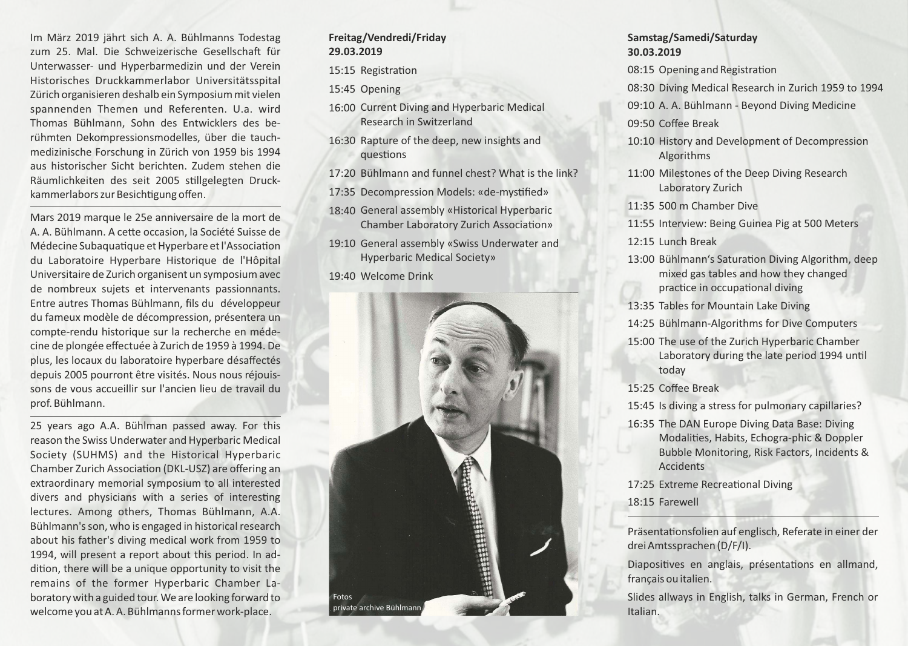Im März 2019 jährt sich A. A. Bühlmanns Todestag zum 25. Mal. Die Schweizerische Gesellschaft für Unterwasser- und Hyperbarmedizin und der Verein Historisches Druckkammerlabor Universitätsspital Zürich organisieren deshalb ein Symposium mit vielen spannenden Themen und Referenten. U.a. wird Thomas Bühlmann, Sohn des Entwicklers des berühmten Dekompressionsmodelles, über die tauchmedizinische Forschung in Zürich von 1959 bis 1994 aus historischer Sicht berichten. Zudem stehen die Räumlichkeiten des seit 2005 stillgelegten Druckkammerlabors zur Besichtigung offen.

Mars 2019 marque le 25e anniversaire de la mort de A. A. Bühlmann. A cette occasion, la Société Suisse de Médecine Subaquatique et Hyperbare et l'Association du Laboratoire Hyperbare Historique de l'Hôpital Universitaire de Zurich organisent un symposium avec de nombreux sujets et intervenants passionnants. Entre autres Thomas Bühlmann, fils du développeur du fameux modèle de décompression, présentera un compte-rendu historique sur la recherche en médecine de plongée effectuée à Zurich de 1959 à 1994. De plus, les locaux du laboratoire hyperbare désaffectés depuis 2005 pourront être visités. Nous nous réjouissons de vous accueillir sur l'ancien lieu de travail du prof. Bühlmann.

25 years ago A.A. Bühlman passed away. For this reason the Swiss Underwater and Hyperbaric Medical Society (SUHMS) and the Historical Hyperbaric Chamber Zurich Association (DKL-USZ) are offering an extraordinary memorial symposium to all interested divers and physicians with a series of interesting lectures. Among others, Thomas Bühlmann, A.A. Bühlmann's son, who is engaged in historical research about his father's diving medical work from 1959 to 1994, will present a report about this period. In addition, there will be a unique opportunity to visit the remains of the former Hyperbaric Chamber Laboratory with a guided tour. We are looking forward to welcome you at A. A. Bühlmanns former work-place.

**Freitag/Vendredi/Friday**
**29.03.2019**

- 15:15 Registration
- 15:45 Opening
- 16:00 Current Diving and Hyperbaric Medical Research in Switzerland
- 16:30 Rapture of the deep, new insights and questions
- 17:20 Bühlmann and funnel chest? What is the link?
- 17:35 Decompression Models: «de-mystified»
- 18:40 General assembly «Historical Hyperbaric Chamber Laboratory Zurich Association»
- 19:10 General assembly «Swiss Underwater and Hyperbaric Medical Society»
- 19:40 Welcome Drink

Fotos
private archive Bühlmann

**Samstag/Samedi/Saturday**
**30.03.2019**

- 08:15 Opening and Registration
- 08:30 Diving Medical Research in Zurich 1959 to 1994
- 09:10 A. A. Bühlmann - Beyond Diving Medicine
- 09:50 Coffee Break
- 10:10 History and Development of Decompression Algorithms
- 11:00 Milestones of the Deep Diving Research Laboratory Zurich
- 11:35 500 m Chamber Dive
- 11:55 Interview: Being Guinea Pig at 500 Meters
- 12:15 Lunch Break
- 13:00 Bühlmann's Saturation Diving Algorithm, deep mixed gas tables and how they changed practice in occupational diving
- 13:35 Tables for Mountain Lake Diving
- 14:25 Bühlmann-Algorithms for Dive Computers
- 15:00 The use of the Zurich Hyperbaric Chamber Laboratory during the late period 1994 until today
- 15:25 Coffee Break
- 15:45 Is diving a stress for pulmonary capillaries?
- 16:35 The DAN Europe Diving Data Base: Diving Modalities, Habits, Echogra-phic & Doppler Bubble Monitoring, Risk Factors, Incidents & Accidents
- 17:25 Extreme Recreational Diving
- 18:15 Farewell

Präsentationsfolien auf englisch, Referate in einer der drei Amtssprachen (D/F/I).

Diapositives en anglais, présentations en allmand, français ou italien.

Slides allways in English, talks in German, French or Italian.